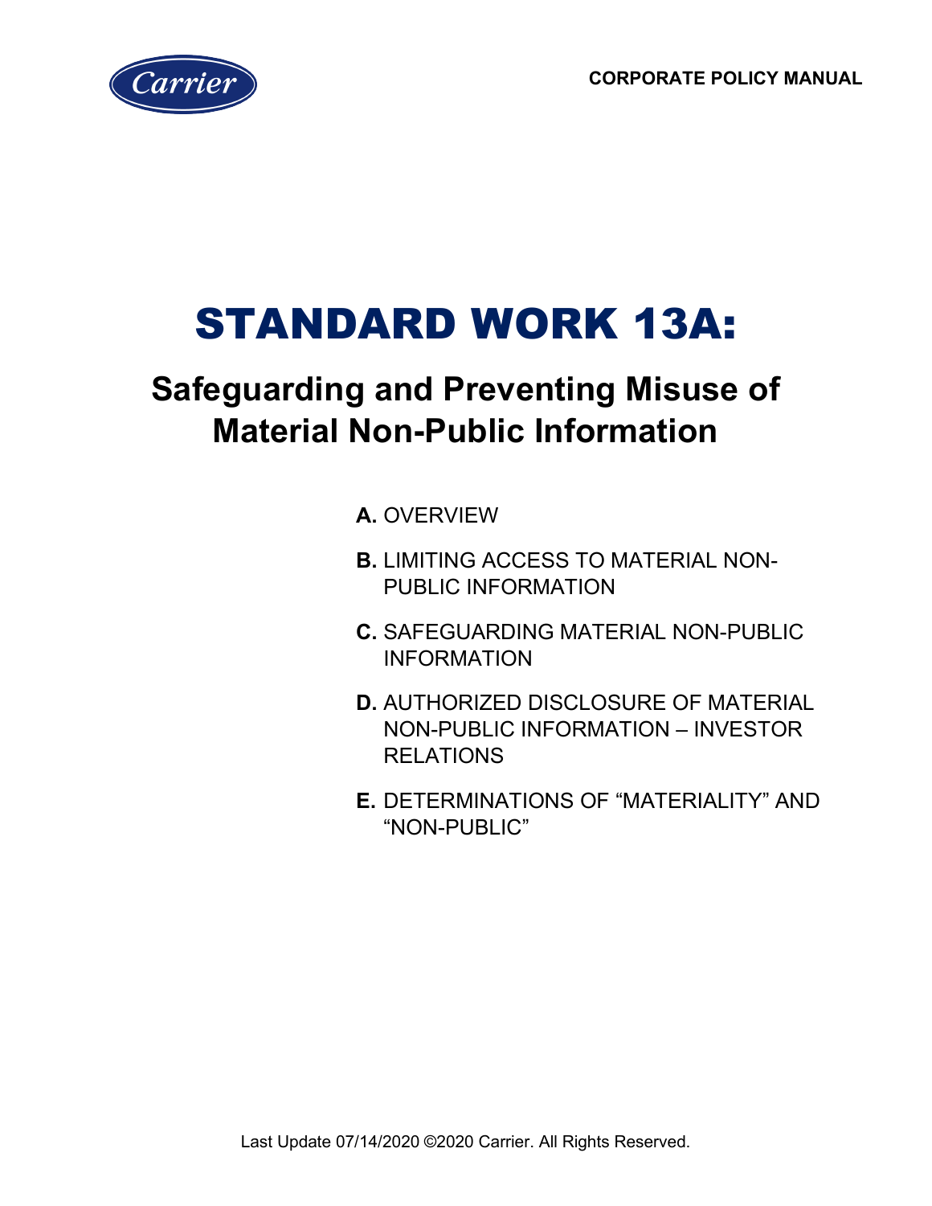CORPORATE POLICY MANUAL

# STANDARD WORK 13A:

## Safeguarding and Preventing Misuse of Material Non-Public Information

**A.** OVERVIEW

**B.** LIMITING ACCESS TO MATERIAL NON-PUBLIC INFORMATION

**C.** SAFEGUARDING MATERIAL NON-PUBLIC INFORMATION

**D.** AUTHORIZED DISCLOSURE OF MATERIAL NON-PUBLIC INFORMATION – INVESTOR RELATIONS

**E.** DETERMINATIONS OF "MATERIALITY" AND "NON-PUBLIC"

Last Update 07/14/2020 ©2020 Carrier. All Rights Reserved.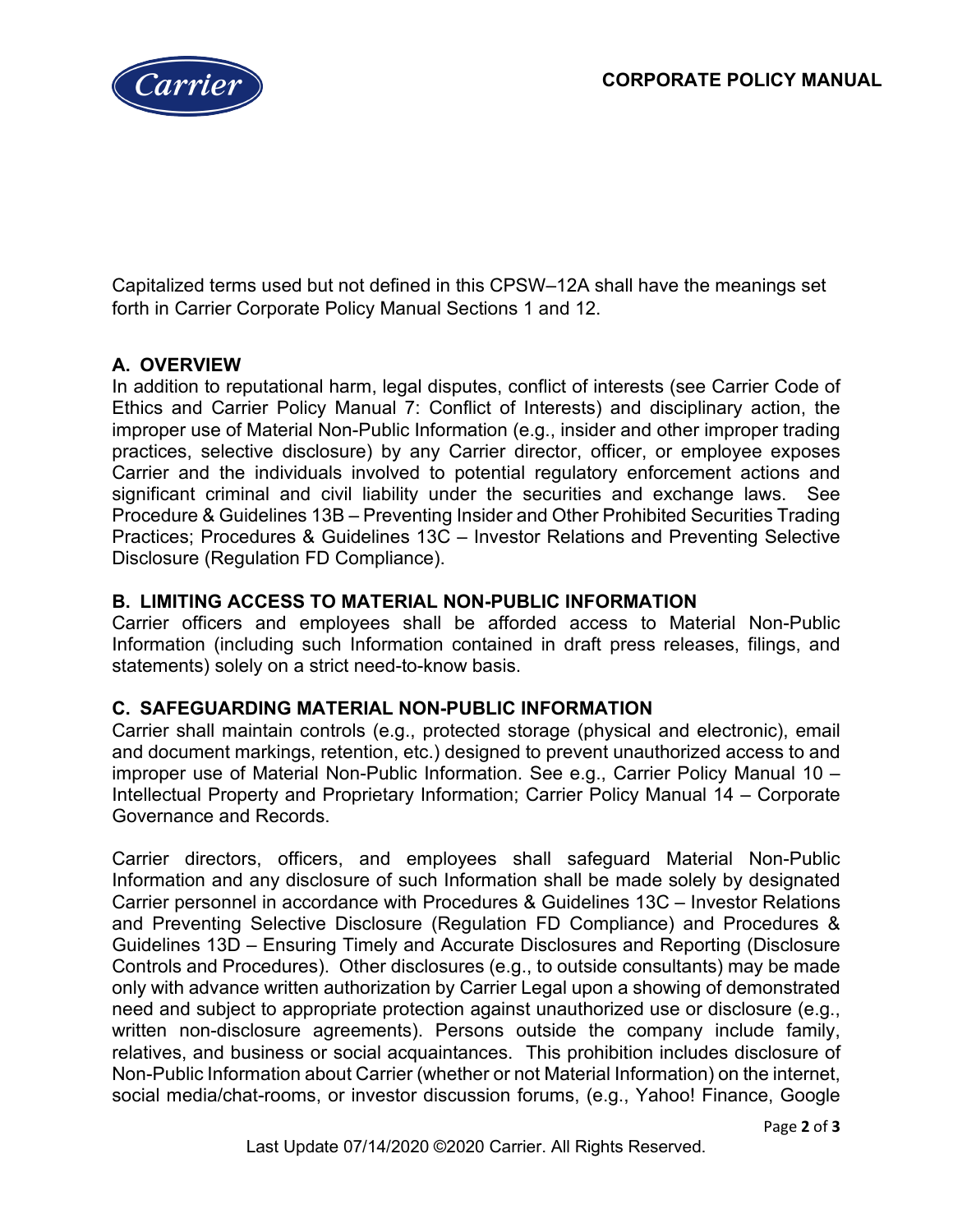Capitalized terms used but not defined in this CPSW–12A shall have the meanings set forth in Carrier Corporate Policy Manual Sections 1 and 12.

## A. OVERVIEW

In addition to reputational harm, legal disputes, conflict of interests (see Carrier Code of Ethics and Carrier Policy Manual 7: Conflict of Interests) and disciplinary action, the improper use of Material Non-Public Information (e.g., insider and other improper trading practices, selective disclosure) by any Carrier director, officer, or employee exposes Carrier and the individuals involved to potential regulatory enforcement actions and significant criminal and civil liability under the securities and exchange laws. See Procedure & Guidelines 13B – Preventing Insider and Other Prohibited Securities Trading Practices; Procedures & Guidelines 13C – Investor Relations and Preventing Selective Disclosure (Regulation FD Compliance).

## B. LIMITING ACCESS TO MATERIAL NON-PUBLIC INFORMATION

Carrier officers and employees shall be afforded access to Material Non-Public Information (including such Information contained in draft press releases, filings, and statements) solely on a strict need-to-know basis.

## C. SAFEGUARDING MATERIAL NON-PUBLIC INFORMATION

Carrier shall maintain controls (e.g., protected storage (physical and electronic), email and document markings, retention, etc.) designed to prevent unauthorized access to and improper use of Material Non-Public Information. See e.g., Carrier Policy Manual 10 – Intellectual Property and Proprietary Information; Carrier Policy Manual 14 – Corporate Governance and Records.

Carrier directors, officers, and employees shall safeguard Material Non-Public Information and any disclosure of such Information shall be made solely by designated Carrier personnel in accordance with Procedures & Guidelines 13C – Investor Relations and Preventing Selective Disclosure (Regulation FD Compliance) and Procedures & Guidelines 13D – Ensuring Timely and Accurate Disclosures and Reporting (Disclosure Controls and Procedures). Other disclosures (e.g., to outside consultants) may be made only with advance written authorization by Carrier Legal upon a showing of demonstrated need and subject to appropriate protection against unauthorized use or disclosure (e.g., written non-disclosure agreements). Persons outside the company include family, relatives, and business or social acquaintances. This prohibition includes disclosure of Non-Public Information about Carrier (whether or not Material Information) on the internet, social media/chat-rooms, or investor discussion forums, (e.g., Yahoo! Finance, Google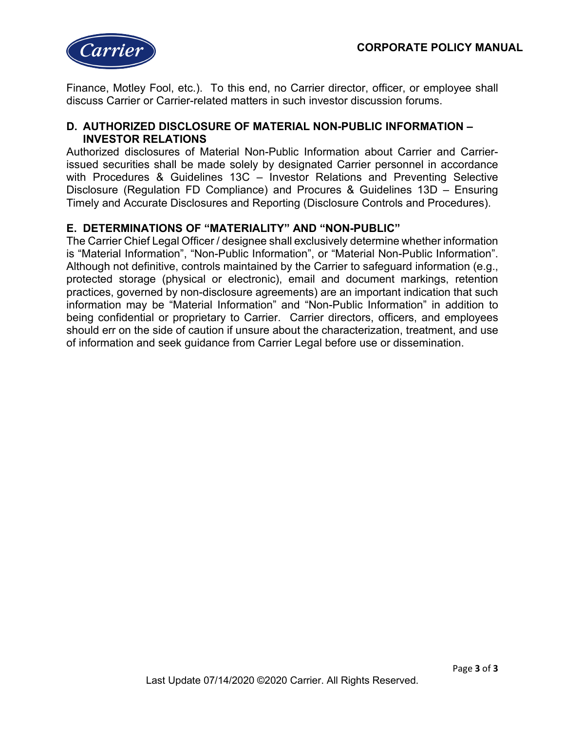Finance, Motley Fool, etc.). To this end, no Carrier director, officer, or employee shall discuss Carrier or Carrier-related matters in such investor discussion forums.

## D. AUTHORIZED DISCLOSURE OF MATERIAL NON-PUBLIC INFORMATION – INVESTOR RELATIONS

Authorized disclosures of Material Non-Public Information about Carrier and Carrier-issued securities shall be made solely by designated Carrier personnel in accordance with Procedures & Guidelines 13C – Investor Relations and Preventing Selective Disclosure (Regulation FD Compliance) and Procures & Guidelines 13D – Ensuring Timely and Accurate Disclosures and Reporting (Disclosure Controls and Procedures).

## E. DETERMINATIONS OF "MATERIALITY" AND "NON-PUBLIC"

The Carrier Chief Legal Officer / designee shall exclusively determine whether information is "Material Information", "Non-Public Information", or "Material Non-Public Information". Although not definitive, controls maintained by the Carrier to safeguard information (e.g., protected storage (physical or electronic), email and document markings, retention practices, governed by non-disclosure agreements) are an important indication that such information may be "Material Information" and "Non-Public Information" in addition to being confidential or proprietary to Carrier. Carrier directors, officers, and employees should err on the side of caution if unsure about the characterization, treatment, and use of information and seek guidance from Carrier Legal before use or dissemination.